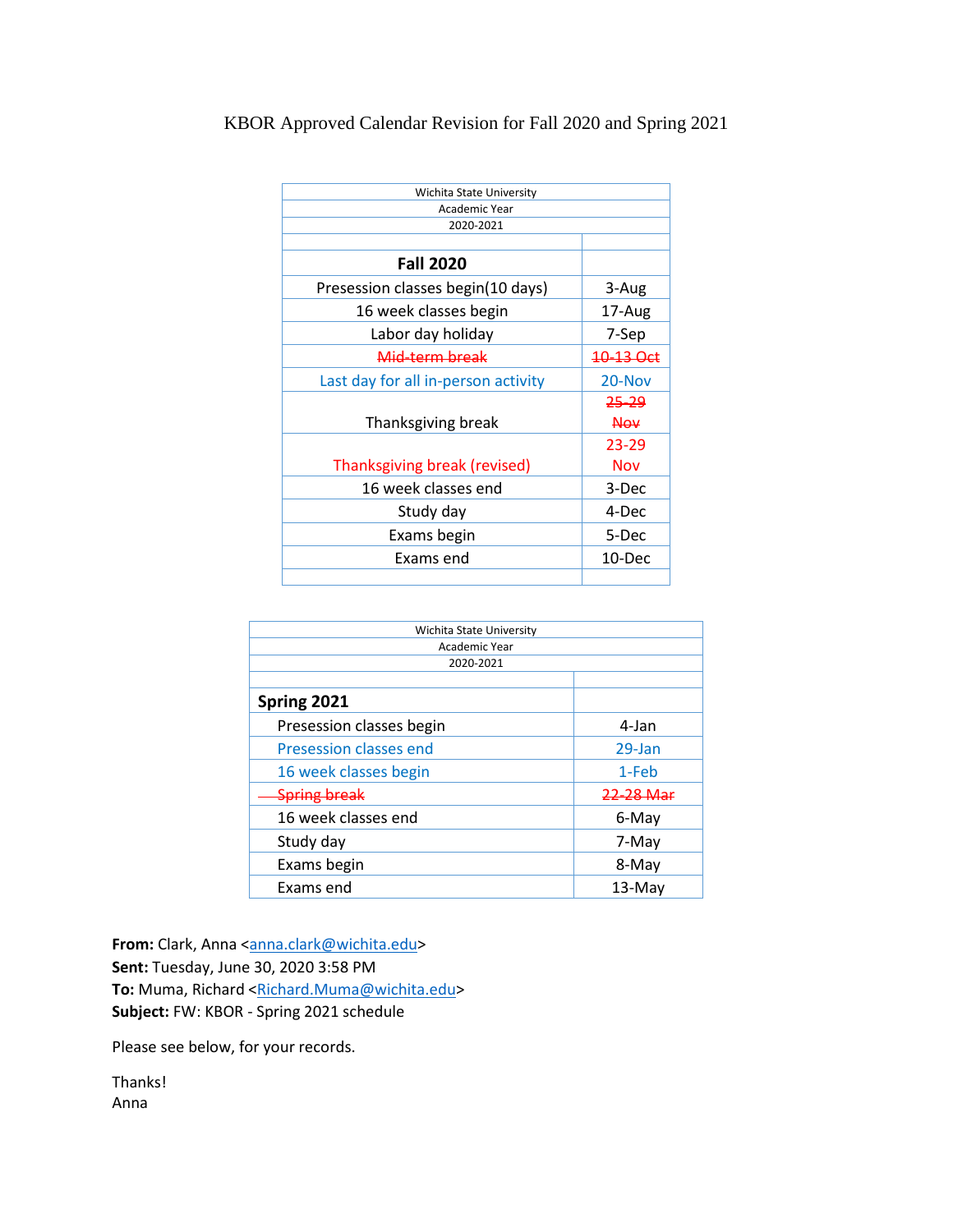KBOR Approved Calendar Revision for Fall 2020 and Spring 2021

| Wichita State University Academic Year 2020-2021 | |
|---|---|
| | |
| **Fall 2020** | |
| Presession classes begin(10 days) | 3-Aug |
| 16 week classes begin | 17-Aug |
| Labor day holiday | 7-Sep |
| ~~Mid-term break~~ | ~~10-13 Oct~~ |
| Last day for all in-person activity | 20-Nov |
| Thanksgiving break | ~~25-29 Nov~~ |
| Thanksgiving break (revised) | 23-29 Nov |
| 16 week classes end | 3-Dec |
| Study day | 4-Dec |
| Exams begin | 5-Dec |
| Exams end | 10-Dec |
| | |

| Wichita State University Academic Year 2020-2021 | |
|---|---|
| | |
| **Spring 2021** | |
| Presession classes begin | 4-Jan |
| Presession classes end | 29-Jan |
| 16 week classes begin | 1-Feb |
| ~~Spring break~~ | ~~22-28 Mar~~ |
| 16 week classes end | 6-May |
| Study day | 7-May |
| Exams begin | 8-May |
| Exams end | 13-May |

**From:** Clark, Anna <anna.clark@wichita.edu>
**Sent:** Tuesday, June 30, 2020 3:58 PM
**To:** Muma, Richard <Richard.Muma@wichita.edu>
**Subject:** FW: KBOR - Spring 2021 schedule

Please see below, for your records.

Thanks!
Anna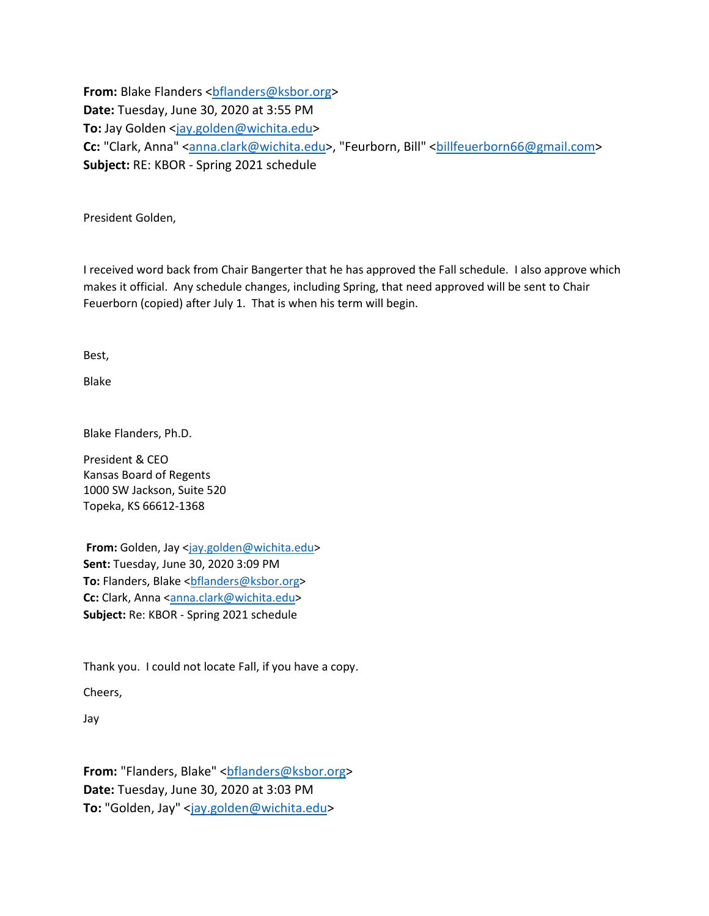**From:** Blake Flanders <bflanders@ksbor.org>
**Date:** Tuesday, June 30, 2020 at 3:55 PM
**To:** Jay Golden <jay.golden@wichita.edu>
**Cc:** "Clark, Anna" <anna.clark@wichita.edu>, "Feurborn, Bill" <billfeuerborn66@gmail.com>
**Subject:** RE: KBOR - Spring 2021 schedule

President Golden,

I received word back from Chair Bangerter that he has approved the Fall schedule. I also approve which makes it official. Any schedule changes, including Spring, that need approved will be sent to Chair Feuerborn (copied) after July 1. That is when his term will begin.

Best,

Blake

Blake Flanders, Ph.D.

President & CEO
Kansas Board of Regents
1000 SW Jackson, Suite 520
Topeka, KS 66612-1368

**From:** Golden, Jay <jay.golden@wichita.edu>
**Sent:** Tuesday, June 30, 2020 3:09 PM
**To:** Flanders, Blake <bflanders@ksbor.org>
**Cc:** Clark, Anna <anna.clark@wichita.edu>
**Subject:** Re: KBOR - Spring 2021 schedule

Thank you. I could not locate Fall, if you have a copy.

Cheers,

Jay

**From:** "Flanders, Blake" <bflanders@ksbor.org>
**Date:** Tuesday, June 30, 2020 at 3:03 PM
**To:** "Golden, Jay" <jay.golden@wichita.edu>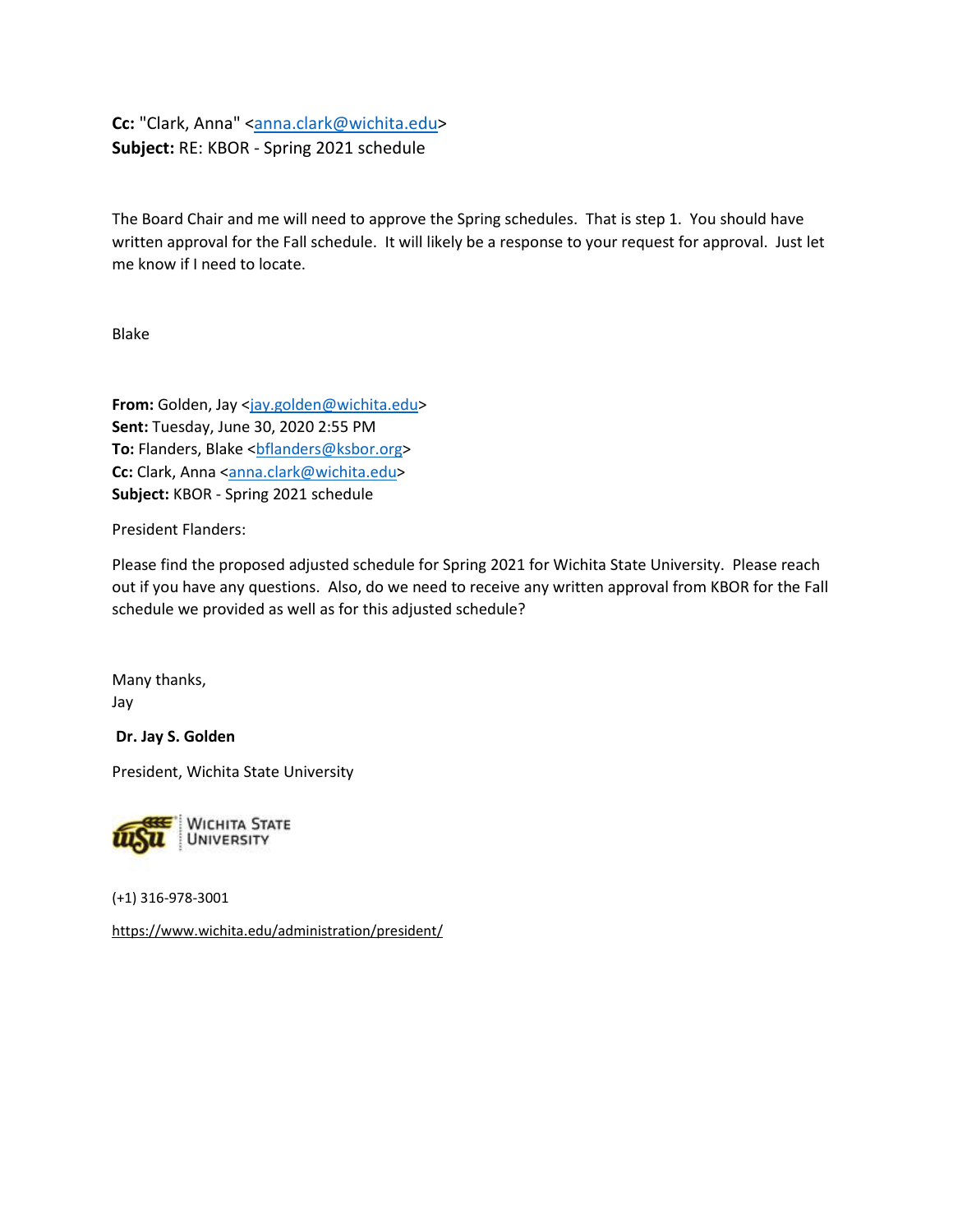**Cc:** "Clark, Anna" <anna.clark@wichita.edu>
**Subject:** RE: KBOR - Spring 2021 schedule

The Board Chair and me will need to approve the Spring schedules. That is step 1. You should have written approval for the Fall schedule. It will likely be a response to your request for approval. Just let me know if I need to locate.

Blake

**From:** Golden, Jay <jay.golden@wichita.edu>
**Sent:** Tuesday, June 30, 2020 2:55 PM
**To:** Flanders, Blake <bflanders@ksbor.org>
**Cc:** Clark, Anna <anna.clark@wichita.edu>
**Subject:** KBOR - Spring 2021 schedule

President Flanders:

Please find the proposed adjusted schedule for Spring 2021 for Wichita State University. Please reach out if you have any questions. Also, do we need to receive any written approval from KBOR for the Fall schedule we provided as well as for this adjusted schedule?

Many thanks,
Jay

**Dr. Jay S. Golden**

President, Wichita State University

WSU Wichita State University

(+1) 316-978-3001

https://www.wichita.edu/administration/president/